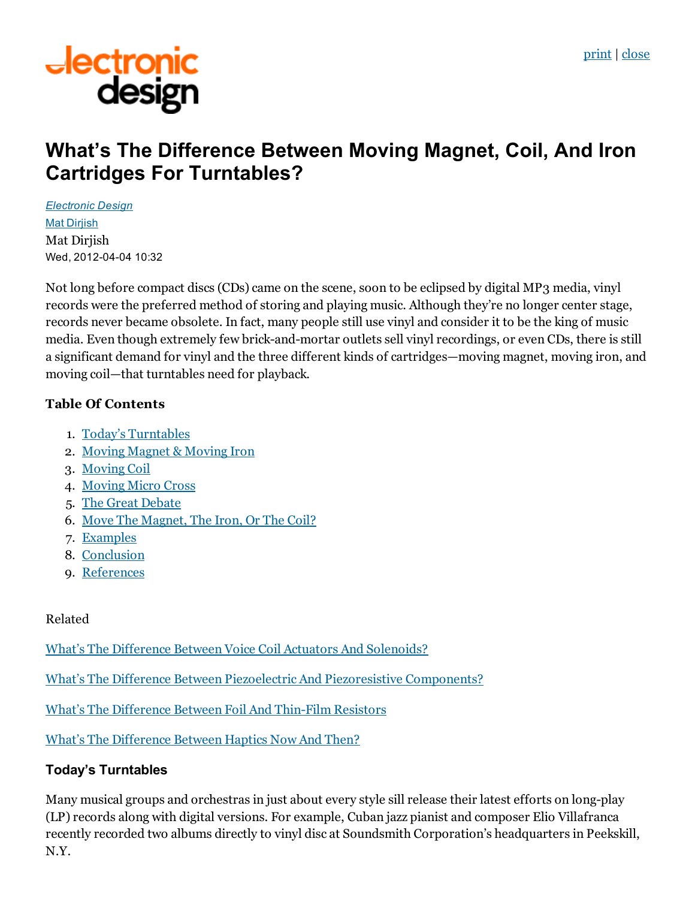print | close

# What's The Difference Between Moving Magnet, Coil, And Iron Cartridges For Turntables?

*Electronic Design*

Mat Dirjish

Mat Dirjish

Wed, 2012-04-04 10:32

Not long before compact discs (CDs) came on the scene, soon to be eclipsed by digital MP3 media, vinyl records were the preferred method of storing and playing music. Although they're no longer center stage, records never became obsolete. In fact, many people still use vinyl and consider it to be the king of music media. Even though extremely few brick-and-mortar outlets sell vinyl recordings, or even CDs, there is still a significant demand for vinyl and the three different kinds of cartridges—moving magnet, moving iron, and moving coil—that turntables need for playback.

### Table Of Contents

1. Today's Turntables
2. Moving Magnet & Moving Iron
3. Moving Coil
4. Moving Micro Cross
5. The Great Debate
6. Move The Magnet, The Iron, Or The Coil?
7. Examples
8. Conclusion
9. References

Related

What's The Difference Between Voice Coil Actuators And Solenoids?

What's The Difference Between Piezoelectric And Piezoresistive Components?

What's The Difference Between Foil And Thin-Film Resistors

What's The Difference Between Haptics Now And Then?

## Today's Turntables

Many musical groups and orchestras in just about every style sill release their latest efforts on long-play (LP) records along with digital versions. For example, Cuban jazz pianist and composer Elio Villafranca recently recorded two albums directly to vinyl disc at Soundsmith Corporation's headquarters in Peekskill, N.Y.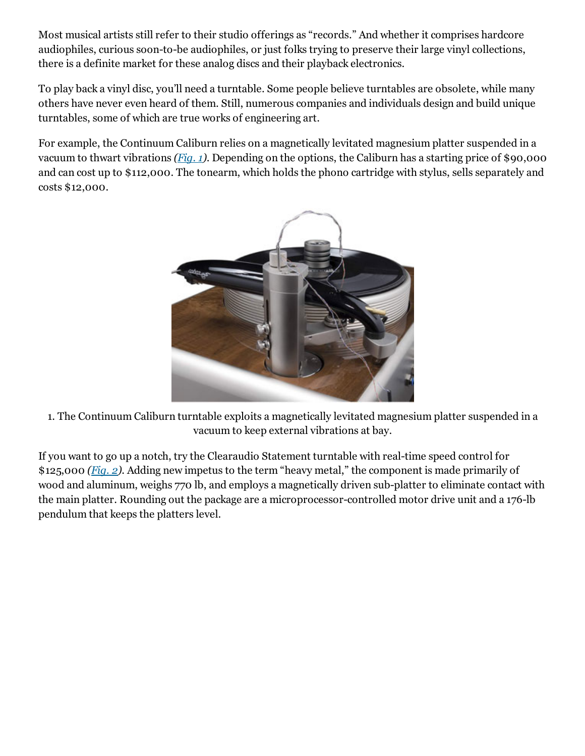Most musical artists still refer to their studio offerings as "records." And whether it comprises hardcore audiophiles, curious soon-to-be audiophiles, or just folks trying to preserve their large vinyl collections, there is a definite market for these analog discs and their playback electronics.

To play back a vinyl disc, you'll need a turntable. Some people believe turntables are obsolete, while many others have never even heard of them. Still, numerous companies and individuals design and build unique turntables, some of which are true works of engineering art.

For example, the Continuum Caliburn relies on a magnetically levitated magnesium platter suspended in a vacuum to thwart vibrations *(Fig. 1)*. Depending on the options, the Caliburn has a starting price of $90,000 and can cost up to $112,000. The tonearm, which holds the phono cartridge with stylus, sells separately and costs $12,000.

1. The Continuum Caliburn turntable exploits a magnetically levitated magnesium platter suspended in a vacuum to keep external vibrations at bay.

If you want to go up a notch, try the Clearaudio Statement turntable with real-time speed control for $125,000 *(Fig. 2)*. Adding new impetus to the term "heavy metal," the component is made primarily of wood and aluminum, weighs 770 lb, and employs a magnetically driven sub-platter to eliminate contact with the main platter. Rounding out the package are a microprocessor-controlled motor drive unit and a 176-lb pendulum that keeps the platters level.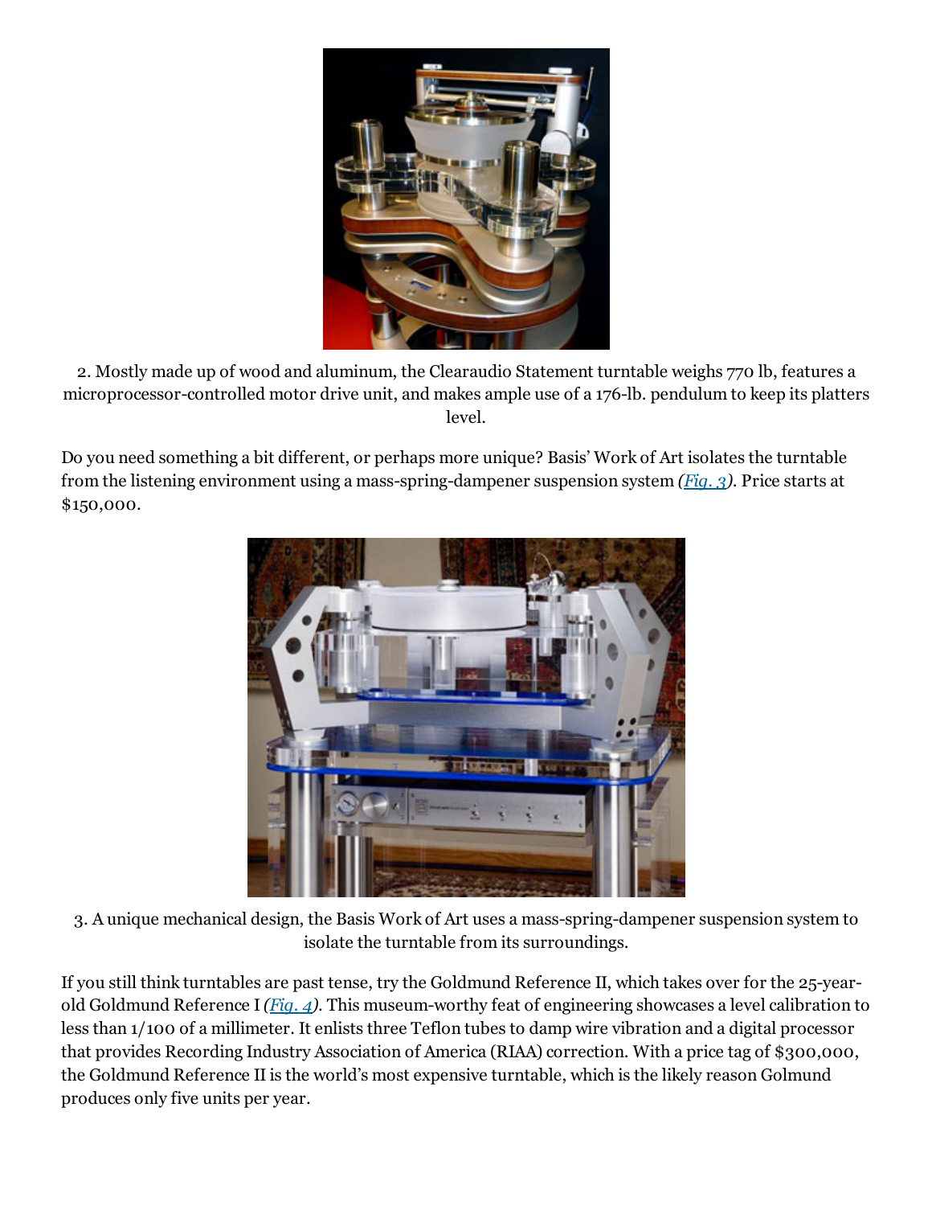2. Mostly made up of wood and aluminum, the Clearaudio Statement turntable weighs 770 lb, features a microprocessor-controlled motor drive unit, and makes ample use of a 176-lb. pendulum to keep its platters level.

Do you need something a bit different, or perhaps more unique? Basis' Work of Art isolates the turntable from the listening environment using a mass-spring-dampener suspension system *(Fig. 3)*. Price starts at $150,000.

3. A unique mechanical design, the Basis Work of Art uses a mass-spring-dampener suspension system to isolate the turntable from its surroundings.

If you still think turntables are past tense, try the Goldmund Reference II, which takes over for the 25-year-old Goldmund Reference I *(Fig. 4)*. This museum-worthy feat of engineering showcases a level calibration to less than 1/100 of a millimeter. It enlists three Teflon tubes to damp wire vibration and a digital processor that provides Recording Industry Association of America (RIAA) correction. With a price tag of $300,000, the Goldmund Reference II is the world's most expensive turntable, which is the likely reason Golmund produces only five units per year.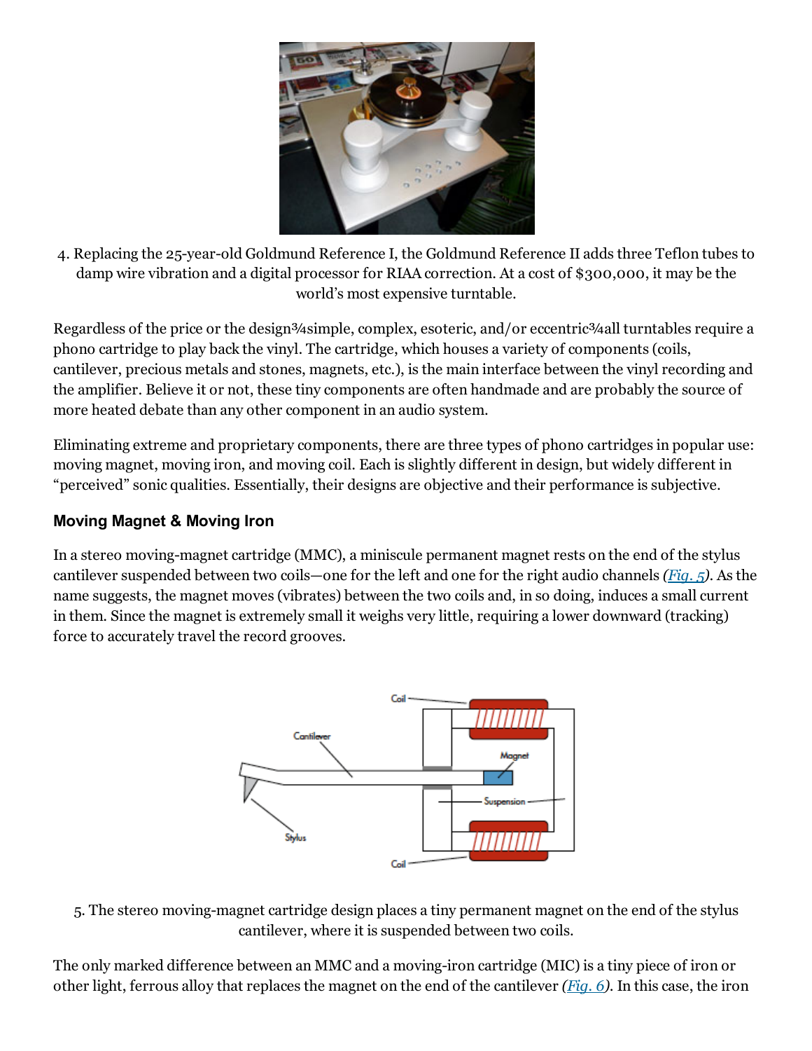4. Replacing the 25-year-old Goldmund Reference I, the Goldmund Reference II adds three Teflon tubes to damp wire vibration and a digital processor for RIAA correction. At a cost of $300,000, it may be the world's most expensive turntable.

Regardless of the price or the design¾simple, complex, esoteric, and/or eccentric¾all turntables require a phono cartridge to play back the vinyl. The cartridge, which houses a variety of components (coils, cantilever, precious metals and stones, magnets, etc.), is the main interface between the vinyl recording and the amplifier. Believe it or not, these tiny components are often handmade and are probably the source of more heated debate than any other component in an audio system.

Eliminating extreme and proprietary components, there are three types of phono cartridges in popular use: moving magnet, moving iron, and moving coil. Each is slightly different in design, but widely different in "perceived" sonic qualities. Essentially, their designs are objective and their performance is subjective.

### Moving Magnet & Moving Iron

In a stereo moving-magnet cartridge (MMC), a miniscule permanent magnet rests on the end of the stylus cantilever suspended between two coils—one for the left and one for the right audio channels *([Fig. 5](#))*. As the name suggests, the magnet moves (vibrates) between the two coils and, in so doing, induces a small current in them. Since the magnet is extremely small it weighs very little, requiring a lower downward (tracking) force to accurately travel the record grooves.

5. The stereo moving-magnet cartridge design places a tiny permanent magnet on the end of the stylus cantilever, where it is suspended between two coils.

The only marked difference between an MMC and a moving-iron cartridge (MIC) is a tiny piece of iron or other light, ferrous alloy that replaces the magnet on the end of the cantilever *([Fig. 6](#))*. In this case, the iron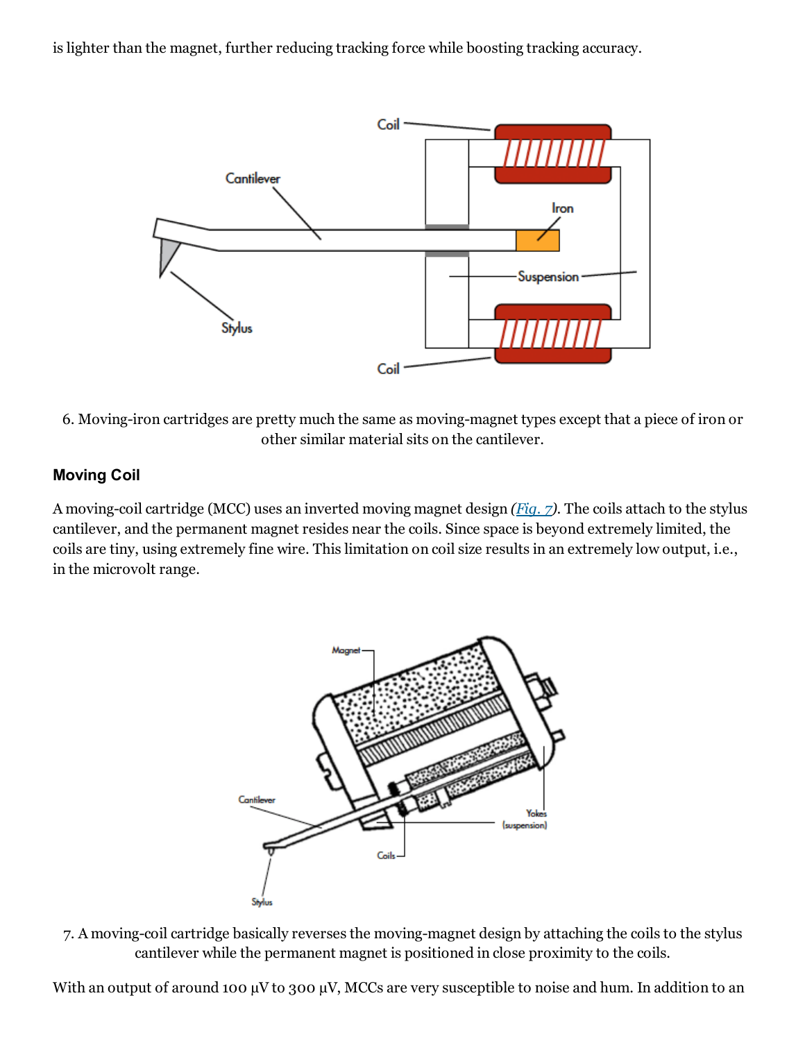is lighter than the magnet, further reducing tracking force while boosting tracking accuracy.

6. Moving-iron cartridges are pretty much the same as moving-magnet types except that a piece of iron or other similar material sits on the cantilever.

## Moving Coil

A moving-coil cartridge (MCC) uses an inverted moving magnet design *(Fig. 7)*. The coils attach to the stylus cantilever, and the permanent magnet resides near the coils. Since space is beyond extremely limited, the coils are tiny, using extremely fine wire. This limitation on coil size results in an extremely low output, i.e., in the microvolt range.

7. A moving-coil cartridge basically reverses the moving-magnet design by attaching the coils to the stylus cantilever while the permanent magnet is positioned in close proximity to the coils.

With an output of around 100 µV to 300 µV, MCCs are very susceptible to noise and hum. In addition to an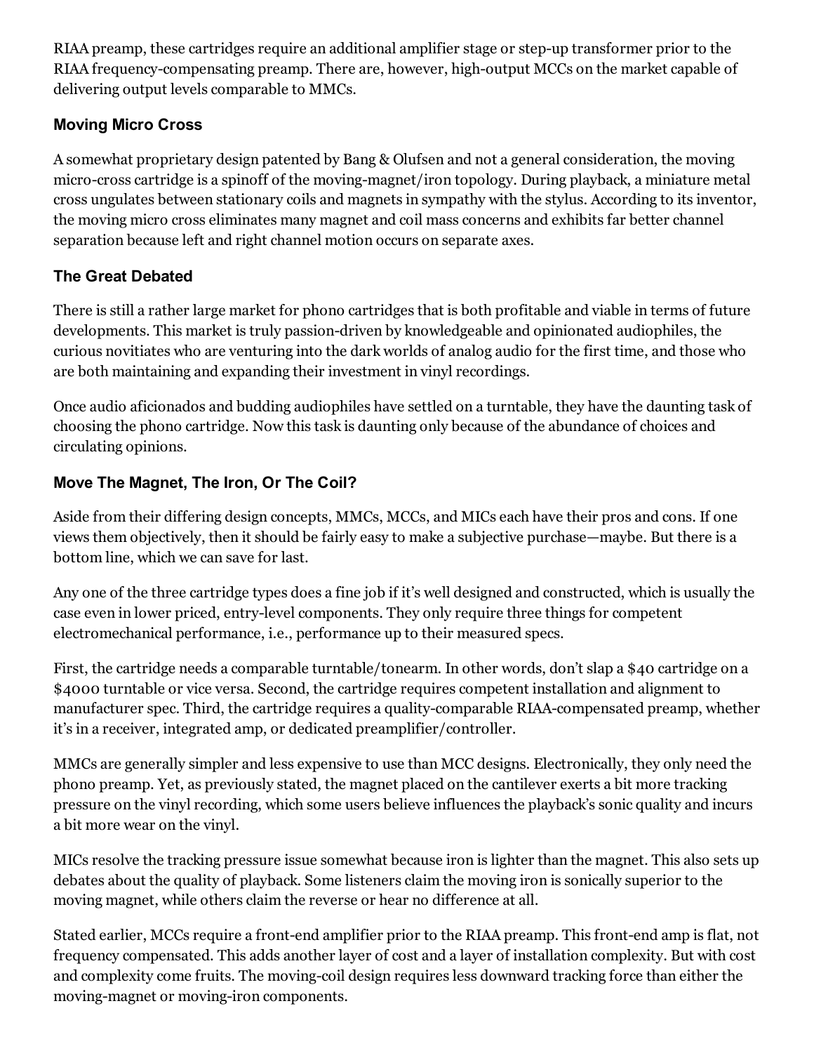RIAA preamp, these cartridges require an additional amplifier stage or step-up transformer prior to the RIAA frequency-compensating preamp. There are, however, high-output MCCs on the market capable of delivering output levels comparable to MMCs.

### Moving Micro Cross

A somewhat proprietary design patented by Bang & Olufsen and not a general consideration, the moving micro-cross cartridge is a spinoff of the moving-magnet/iron topology. During playback, a miniature metal cross ungulates between stationary coils and magnets in sympathy with the stylus. According to its inventor, the moving micro cross eliminates many magnet and coil mass concerns and exhibits far better channel separation because left and right channel motion occurs on separate axes.

### The Great Debated

There is still a rather large market for phono cartridges that is both profitable and viable in terms of future developments. This market is truly passion-driven by knowledgeable and opinionated audiophiles, the curious novitiates who are venturing into the dark worlds of analog audio for the first time, and those who are both maintaining and expanding their investment in vinyl recordings.

Once audio aficionados and budding audiophiles have settled on a turntable, they have the daunting task of choosing the phono cartridge. Now this task is daunting only because of the abundance of choices and circulating opinions.

### Move The Magnet, The Iron, Or The Coil?

Aside from their differing design concepts, MMCs, MCCs, and MICs each have their pros and cons. If one views them objectively, then it should be fairly easy to make a subjective purchase—maybe. But there is a bottom line, which we can save for last.

Any one of the three cartridge types does a fine job if it's well designed and constructed, which is usually the case even in lower priced, entry-level components. They only require three things for competent electromechanical performance, i.e., performance up to their measured specs.

First, the cartridge needs a comparable turntable/tonearm. In other words, don't slap a $40 cartridge on a $4000 turntable or vice versa. Second, the cartridge requires competent installation and alignment to manufacturer spec. Third, the cartridge requires a quality-comparable RIAA-compensated preamp, whether it's in a receiver, integrated amp, or dedicated preamplifier/controller.

MMCs are generally simpler and less expensive to use than MCC designs. Electronically, they only need the phono preamp. Yet, as previously stated, the magnet placed on the cantilever exerts a bit more tracking pressure on the vinyl recording, which some users believe influences the playback's sonic quality and incurs a bit more wear on the vinyl.

MICs resolve the tracking pressure issue somewhat because iron is lighter than the magnet. This also sets up debates about the quality of playback. Some listeners claim the moving iron is sonically superior to the moving magnet, while others claim the reverse or hear no difference at all.

Stated earlier, MCCs require a front-end amplifier prior to the RIAA preamp. This front-end amp is flat, not frequency compensated. This adds another layer of cost and a layer of installation complexity. But with cost and complexity come fruits. The moving-coil design requires less downward tracking force than either the moving-magnet or moving-iron components.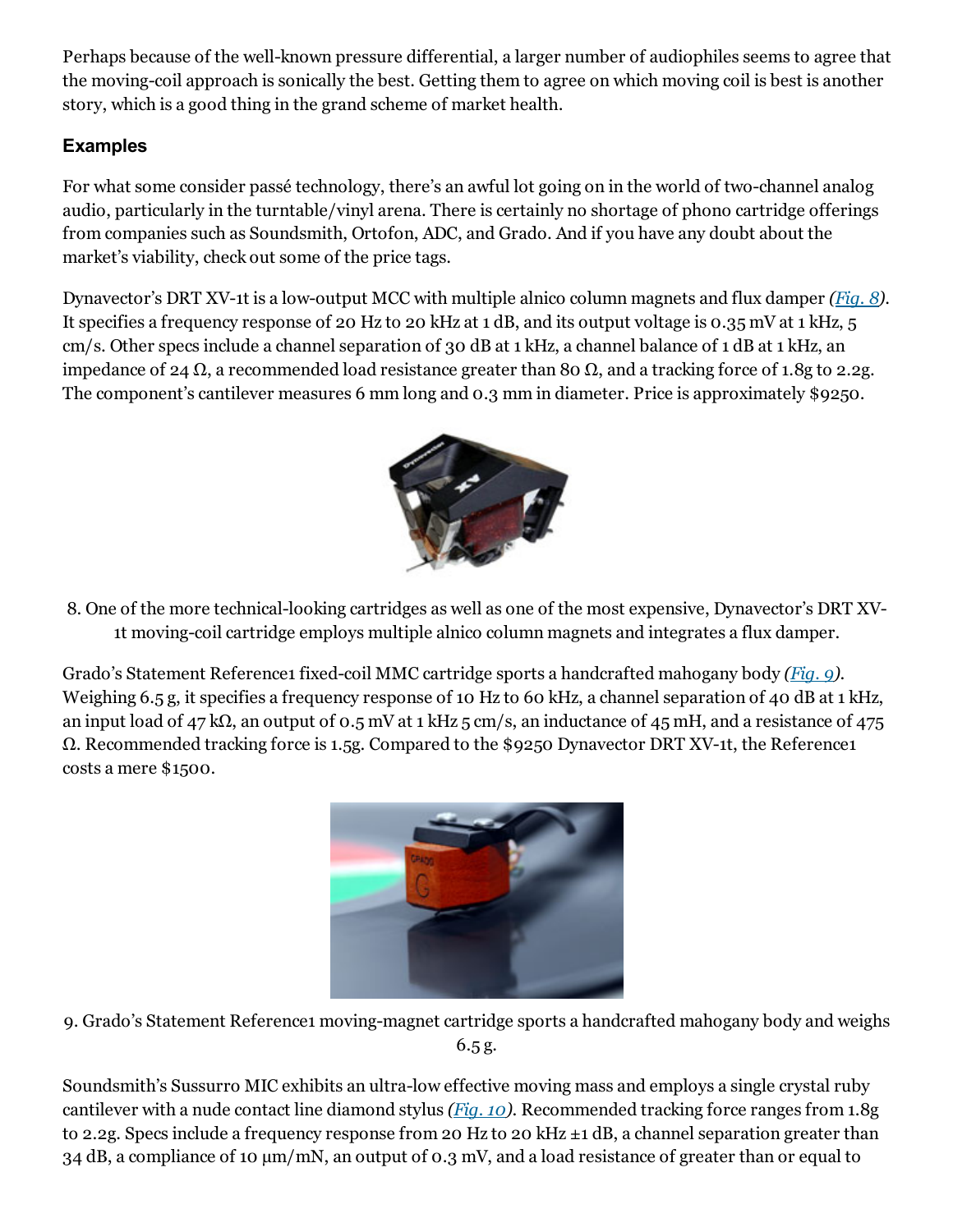Perhaps because of the well-known pressure differential, a larger number of audiophiles seems to agree that the moving-coil approach is sonically the best. Getting them to agree on which moving coil is best is another story, which is a good thing in the grand scheme of market health.

### Examples

For what some consider passé technology, there's an awful lot going on in the world of two-channel analog audio, particularly in the turntable/vinyl arena. There is certainly no shortage of phono cartridge offerings from companies such as Soundsmith, Ortofon, ADC, and Grado. And if you have any doubt about the market's viability, check out some of the price tags.

Dynavector's DRT XV-1t is a low-output MCC with multiple alnico column magnets and flux damper *(Fig. 8)*. It specifies a frequency response of 20 Hz to 20 kHz at 1 dB, and its output voltage is 0.35 mV at 1 kHz, 5 cm/s. Other specs include a channel separation of 30 dB at 1 kHz, a channel balance of 1 dB at 1 kHz, an impedance of 24 Ω, a recommended load resistance greater than 80 Ω, and a tracking force of 1.8g to 2.2g. The component's cantilever measures 6 mm long and 0.3 mm in diameter. Price is approximately $9250.

8. One of the more technical-looking cartridges as well as one of the most expensive, Dynavector's DRT XV-1t moving-coil cartridge employs multiple alnico column magnets and integrates a flux damper.

Grado's Statement Reference1 fixed-coil MMC cartridge sports a handcrafted mahogany body *(Fig. 9)*. Weighing 6.5 g, it specifies a frequency response of 10 Hz to 60 kHz, a channel separation of 40 dB at 1 kHz, an input load of 47 kΩ, an output of 0.5 mV at 1 kHz 5 cm/s, an inductance of 45 mH, and a resistance of 475 Ω. Recommended tracking force is 1.5g. Compared to the $9250 Dynavector DRT XV-1t, the Reference1 costs a mere $1500.

9. Grado's Statement Reference1 moving-magnet cartridge sports a handcrafted mahogany body and weighs 6.5 g.

Soundsmith's Sussurro MIC exhibits an ultra-low effective moving mass and employs a single crystal ruby cantilever with a nude contact line diamond stylus *(Fig. 10)*. Recommended tracking force ranges from 1.8g to 2.2g. Specs include a frequency response from 20 Hz to 20 kHz ±1 dB, a channel separation greater than 34 dB, a compliance of 10 µm/mN, an output of 0.3 mV, and a load resistance of greater than or equal to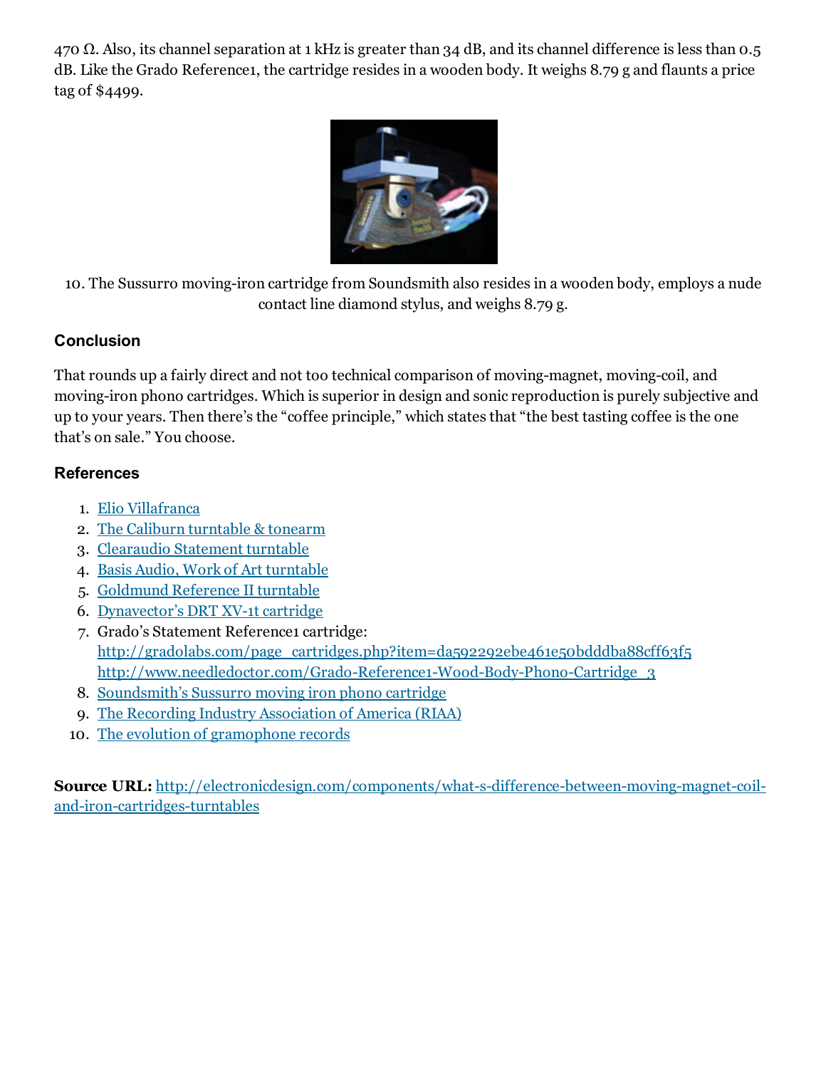470 Ω. Also, its channel separation at 1 kHz is greater than 34 dB, and its channel difference is less than 0.5 dB. Like the Grado Reference1, the cartridge resides in a wooden body. It weighs 8.79 g and flaunts a price tag of $4499.

10. The Sussurro moving-iron cartridge from Soundsmith also resides in a wooden body, employs a nude contact line diamond stylus, and weighs 8.79 g.

### Conclusion

That rounds up a fairly direct and not too technical comparison of moving-magnet, moving-coil, and moving-iron phono cartridges. Which is superior in design and sonic reproduction is purely subjective and up to your years. Then there's the "coffee principle," which states that "the best tasting coffee is the one that's on sale." You choose.

### References

1. Elio Villafranca
2. The Caliburn turntable & tonearm
3. Clearaudio Statement turntable
4. Basis Audio, Work of Art turntable
5. Goldmund Reference II turntable
6. Dynavector's DRT XV-1t cartridge
7. Grado's Statement Reference1 cartridge:
   http://gradolabs.com/page_cartridges.php?item=da592292ebe461e50bdddba88cff63f5
   http://www.needledoctor.com/Grado-Reference1-Wood-Body-Phono-Cartridge_3
8. Soundsmith's Sussurro moving iron phono cartridge
9. The Recording Industry Association of America (RIAA)
10. The evolution of gramophone records

**Source URL:** http://electronicdesign.com/components/what-s-difference-between-moving-magnet-coil-and-iron-cartridges-turntables